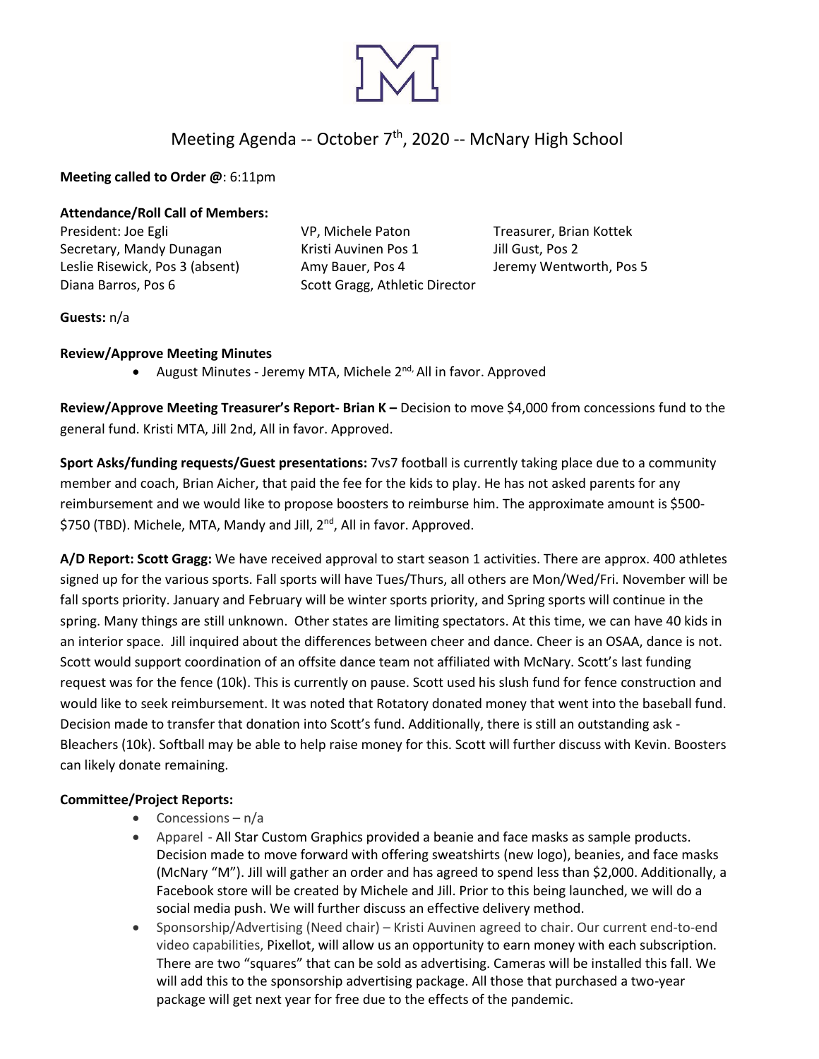# Meeting Agenda -- October 7th, 2020 -- McNary High School

**Meeting called to Order @**: 6:11pm

**Attendance/Roll Call of Members:**

President: Joe Egli
VP, Michele Paton
Treasurer, Brian Kottek
Secretary, Mandy Dunagan
Kristi Auvinen Pos 1
Jill Gust, Pos 2
Leslie Risewick, Pos 3 (absent)
Amy Bauer, Pos 4
Jeremy Wentworth, Pos 5
Diana Barros, Pos 6
Scott Gragg, Athletic Director

**Guests:** n/a

**Review/Approve Meeting Minutes**

- August Minutes - Jeremy MTA, Michele 2nd, All in favor. Approved

**Review/Approve Meeting Treasurer's Report- Brian K –** Decision to move $4,000 from concessions fund to the general fund. Kristi MTA, Jill 2nd, All in favor. Approved.

**Sport Asks/funding requests/Guest presentations:** 7vs7 football is currently taking place due to a community member and coach, Brian Aicher, that paid the fee for the kids to play. He has not asked parents for any reimbursement and we would like to propose boosters to reimburse him. The approximate amount is $500-$750 (TBD). Michele, MTA, Mandy and Jill, 2nd, All in favor. Approved.

**A/D Report: Scott Gragg:** We have received approval to start season 1 activities. There are approx. 400 athletes signed up for the various sports. Fall sports will have Tues/Thurs, all others are Mon/Wed/Fri. November will be fall sports priority. January and February will be winter sports priority, and Spring sports will continue in the spring. Many things are still unknown. Other states are limiting spectators. At this time, we can have 40 kids in an interior space. Jill inquired about the differences between cheer and dance. Cheer is an OSAA, dance is not. Scott would support coordination of an offsite dance team not affiliated with McNary. Scott's last funding request was for the fence (10k). This is currently on pause. Scott used his slush fund for fence construction and would like to seek reimbursement. It was noted that Rotatory donated money that went into the baseball fund. Decision made to transfer that donation into Scott's fund. Additionally, there is still an outstanding ask - Bleachers (10k). Softball may be able to help raise money for this. Scott will further discuss with Kevin. Boosters can likely donate remaining.

**Committee/Project Reports:**

- Concessions – n/a
- Apparel - All Star Custom Graphics provided a beanie and face masks as sample products. Decision made to move forward with offering sweatshirts (new logo), beanies, and face masks (McNary "M"). Jill will gather an order and has agreed to spend less than $2,000. Additionally, a Facebook store will be created by Michele and Jill. Prior to this being launched, we will do a social media push. We will further discuss an effective delivery method.
- Sponsorship/Advertising (Need chair) – Kristi Auvinen agreed to chair. Our current end-to-end video capabilities, Pixellot, will allow us an opportunity to earn money with each subscription. There are two "squares" that can be sold as advertising. Cameras will be installed this fall. We will add this to the sponsorship advertising package. All those that purchased a two-year package will get next year for free due to the effects of the pandemic.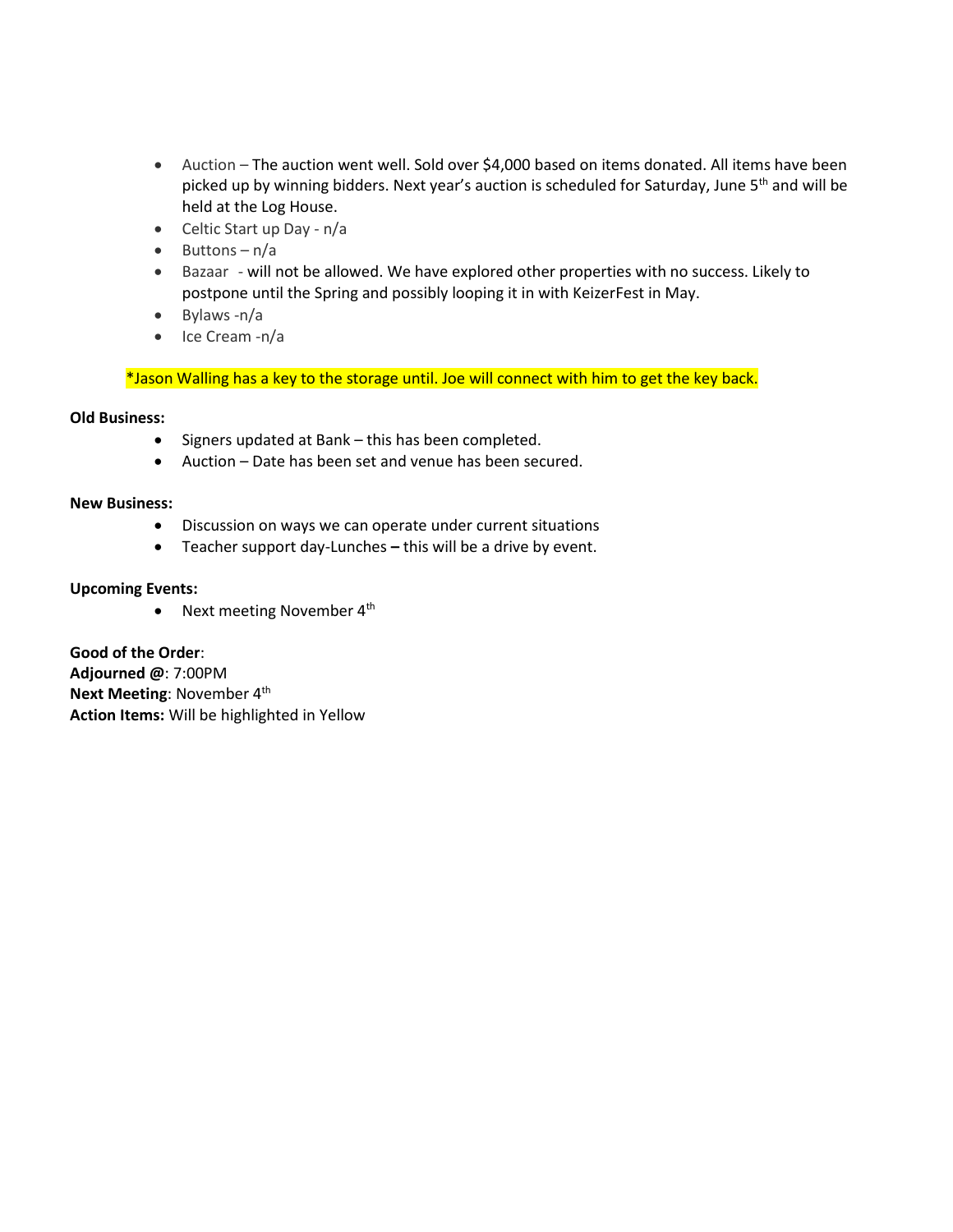- Auction – The auction went well. Sold over $4,000 based on items donated. All items have been picked up by winning bidders. Next year's auction is scheduled for Saturday, June 5th and will be held at the Log House.
- Celtic Start up Day - n/a
- Buttons – n/a
- Bazaar - will not be allowed. We have explored other properties with no success. Likely to postpone until the Spring and possibly looping it in with KeizerFest in May.
- Bylaws -n/a
- Ice Cream -n/a

*Jason Walling has a key to the storage until. Joe will connect with him to get the key back.

**Old Business:**

- Signers updated at Bank – this has been completed.
- Auction – Date has been set and venue has been secured.

**New Business:**

- Discussion on ways we can operate under current situations
- Teacher support day-Lunches **–** this will be a drive by event.

**Upcoming Events:**

- Next meeting November 4th

**Good of the Order**:
**Adjourned @**: 7:00PM
**Next Meeting**: November 4th
**Action Items:** Will be highlighted in Yellow